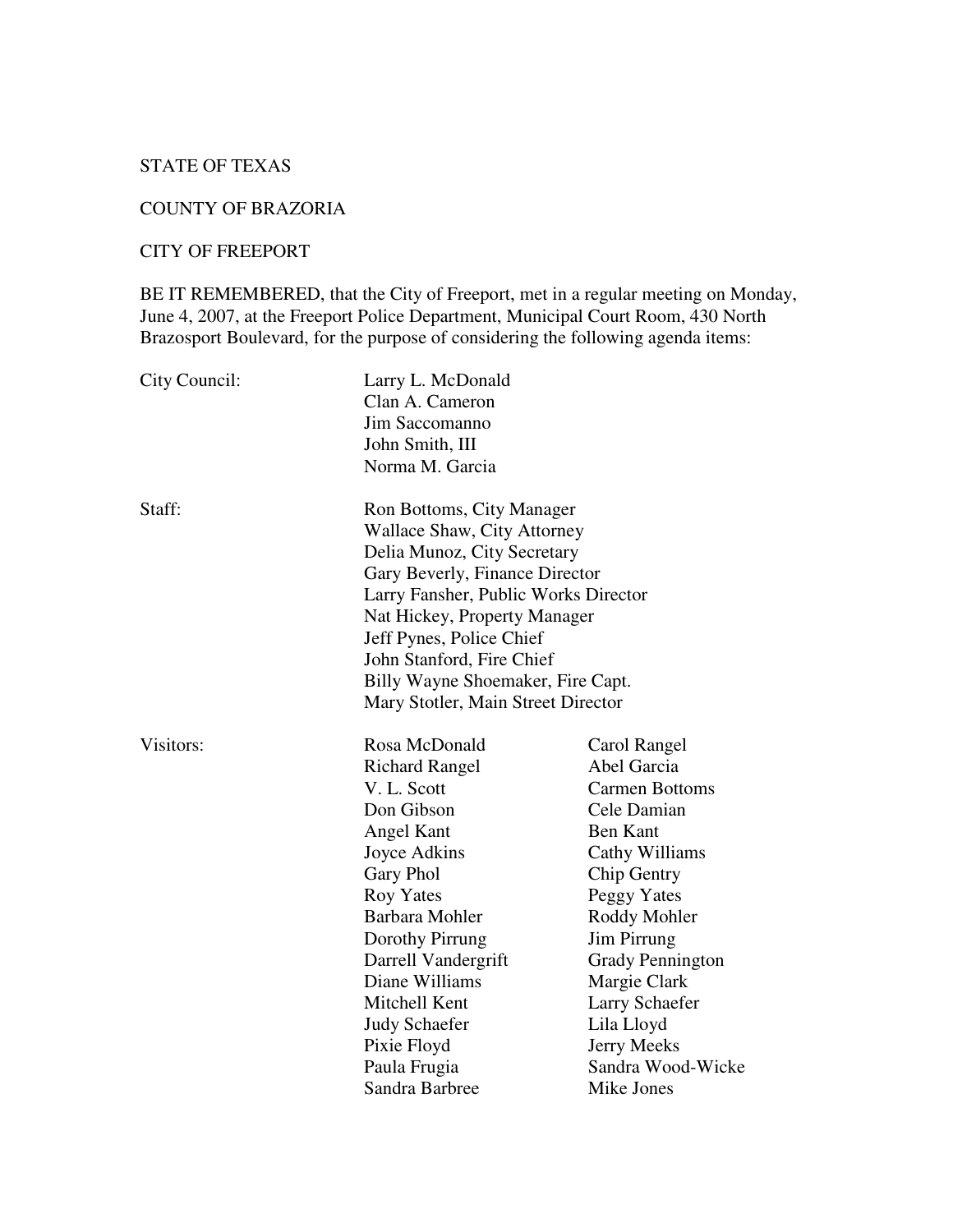STATE OF TEXAS

COUNTY OF BRAZORIA

CITY OF FREEPORT

BE IT REMEMBERED, that the City of Freeport, met in a regular meeting on Monday, June 4, 2007, at the Freeport Police Department, Municipal Court Room, 430 North Brazosport Boulevard, for the purpose of considering the following agenda items:

City Council:
- Larry L. McDonald
- Clan A. Cameron
- Jim Saccomanno
- John Smith, III
- Norma M. Garcia

Staff:
- Ron Bottoms, City Manager
- Wallace Shaw, City Attorney
- Delia Munoz, City Secretary
- Gary Beverly, Finance Director
- Larry Fansher, Public Works Director
- Nat Hickey, Property Manager
- Jeff Pynes, Police Chief
- John Stanford, Fire Chief
- Billy Wayne Shoemaker, Fire Capt.
- Mary Stotler, Main Street Director

Visitors:

| | |
|---|---|
| Rosa McDonald | Carol Rangel |
| Richard Rangel | Abel Garcia |
| V. L. Scott | Carmen Bottoms |
| Don Gibson | Cele Damian |
| Angel Kant | Ben Kant |
| Joyce Adkins | Cathy Williams |
| Gary Phol | Chip Gentry |
| Roy Yates | Peggy Yates |
| Barbara Mohler | Roddy Mohler |
| Dorothy Pirrung | Jim Pirrung |
| Darrell Vandergrift | Grady Pennington |
| Diane Williams | Margie Clark |
| Mitchell Kent | Larry Schaefer |
| Judy Schaefer | Lila Lloyd |
| Pixie Floyd | Jerry Meeks |
| Paula Frugia | Sandra Wood-Wicke |
| Sandra Barbree | Mike Jones |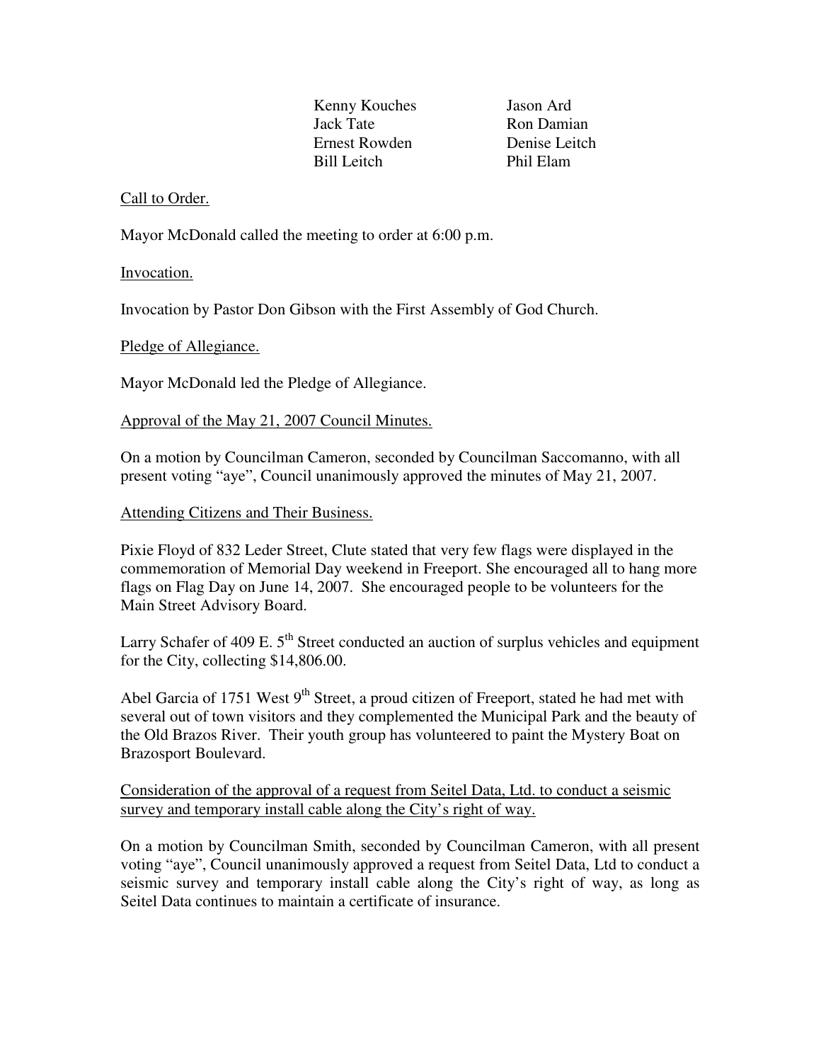| Kenny Kouches | Jason Ard |
| --- | --- |
| Jack Tate | Ron Damian |
| Ernest Rowden | Denise Leitch |
| Bill Leitch | Phil Elam |

Call to Order.

Mayor McDonald called the meeting to order at 6:00 p.m.

Invocation.

Invocation by Pastor Don Gibson with the First Assembly of God Church.

Pledge of Allegiance.

Mayor McDonald led the Pledge of Allegiance.

Approval of the May 21, 2007 Council Minutes.

On a motion by Councilman Cameron, seconded by Councilman Saccomanno, with all present voting "aye", Council unanimously approved the minutes of May 21, 2007.

Attending Citizens and Their Business.

Pixie Floyd of 832 Leder Street, Clute stated that very few flags were displayed in the commemoration of Memorial Day weekend in Freeport. She encouraged all to hang more flags on Flag Day on June 14, 2007. She encouraged people to be volunteers for the Main Street Advisory Board.

Larry Schafer of 409 E. 5th Street conducted an auction of surplus vehicles and equipment for the City, collecting $14,806.00.

Abel Garcia of 1751 West 9th Street, a proud citizen of Freeport, stated he had met with several out of town visitors and they complemented the Municipal Park and the beauty of the Old Brazos River. Their youth group has volunteered to paint the Mystery Boat on Brazosport Boulevard.

Consideration of the approval of a request from Seitel Data, Ltd. to conduct a seismic survey and temporary install cable along the City's right of way.

On a motion by Councilman Smith, seconded by Councilman Cameron, with all present voting "aye", Council unanimously approved a request from Seitel Data, Ltd to conduct a seismic survey and temporary install cable along the City's right of way, as long as Seitel Data continues to maintain a certificate of insurance.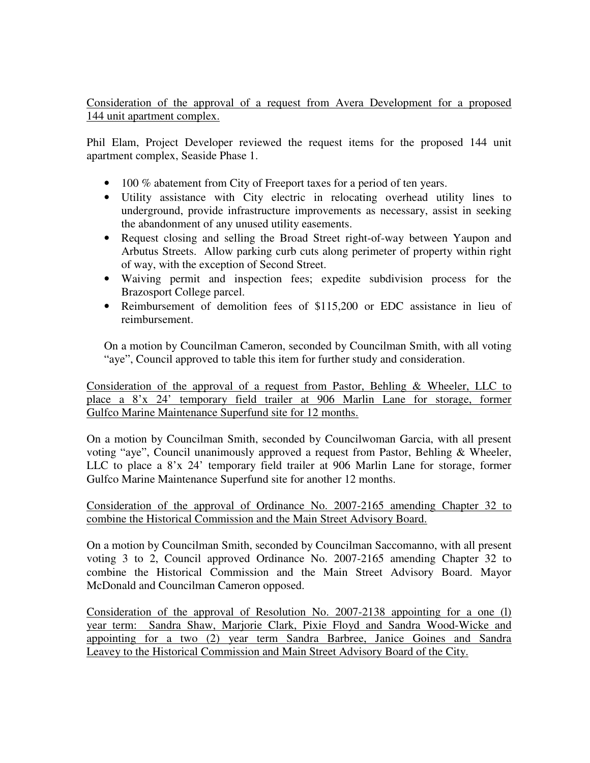Consideration of the approval of a request from Avera Development for a proposed 144 unit apartment complex.

Phil Elam, Project Developer reviewed the request items for the proposed 144 unit apartment complex, Seaside Phase 1.

- 100 % abatement from City of Freeport taxes for a period of ten years.
- Utility assistance with City electric in relocating overhead utility lines to underground, provide infrastructure improvements as necessary, assist in seeking the abandonment of any unused utility easements.
- Request closing and selling the Broad Street right-of-way between Yaupon and Arbutus Streets. Allow parking curb cuts along perimeter of property within right of way, with the exception of Second Street.
- Waiving permit and inspection fees; expedite subdivision process for the Brazosport College parcel.
- Reimbursement of demolition fees of $115,200 or EDC assistance in lieu of reimbursement.

On a motion by Councilman Cameron, seconded by Councilman Smith, with all voting "aye", Council approved to table this item for further study and consideration.

Consideration of the approval of a request from Pastor, Behling & Wheeler, LLC to place a 8'x 24' temporary field trailer at 906 Marlin Lane for storage, former Gulfco Marine Maintenance Superfund site for 12 months.

On a motion by Councilman Smith, seconded by Councilwoman Garcia, with all present voting "aye", Council unanimously approved a request from Pastor, Behling & Wheeler, LLC to place a 8'x 24' temporary field trailer at 906 Marlin Lane for storage, former Gulfco Marine Maintenance Superfund site for another 12 months.

Consideration of the approval of Ordinance No. 2007-2165 amending Chapter 32 to combine the Historical Commission and the Main Street Advisory Board.

On a motion by Councilman Smith, seconded by Councilman Saccomanno, with all present voting 3 to 2, Council approved Ordinance No. 2007-2165 amending Chapter 32 to combine the Historical Commission and the Main Street Advisory Board. Mayor McDonald and Councilman Cameron opposed.

Consideration of the approval of Resolution No. 2007-2138 appointing for a one (l) year term: Sandra Shaw, Marjorie Clark, Pixie Floyd and Sandra Wood-Wicke and appointing for a two (2) year term Sandra Barbree, Janice Goines and Sandra Leavey to the Historical Commission and Main Street Advisory Board of the City.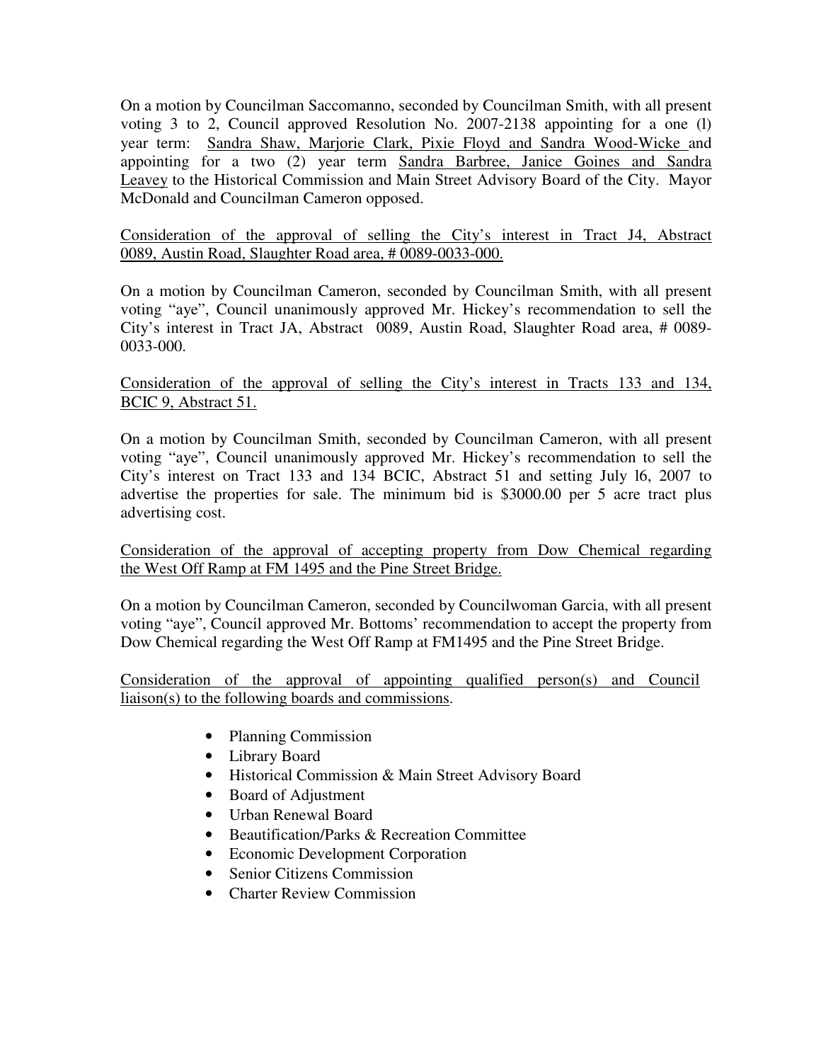On a motion by Councilman Saccomanno, seconded by Councilman Smith, with all present voting 3 to 2, Council approved Resolution No. 2007-2138 appointing for a one (l) year term: Sandra Shaw, Marjorie Clark, Pixie Floyd and Sandra Wood-Wicke and appointing for a two (2) year term Sandra Barbree, Janice Goines and Sandra Leavey to the Historical Commission and Main Street Advisory Board of the City. Mayor McDonald and Councilman Cameron opposed.

Consideration of the approval of selling the City's interest in Tract J4, Abstract 0089, Austin Road, Slaughter Road area, # 0089-0033-000.

On a motion by Councilman Cameron, seconded by Councilman Smith, with all present voting "aye", Council unanimously approved Mr. Hickey's recommendation to sell the City's interest in Tract JA, Abstract 0089, Austin Road, Slaughter Road area, # 0089-0033-000.

Consideration of the approval of selling the City's interest in Tracts 133 and 134, BCIC 9, Abstract 51.

On a motion by Councilman Smith, seconded by Councilman Cameron, with all present voting "aye", Council unanimously approved Mr. Hickey's recommendation to sell the City's interest on Tract 133 and 134 BCIC, Abstract 51 and setting July l6, 2007 to advertise the properties for sale. The minimum bid is $3000.00 per 5 acre tract plus advertising cost.

Consideration of the approval of accepting property from Dow Chemical regarding the West Off Ramp at FM 1495 and the Pine Street Bridge.

On a motion by Councilman Cameron, seconded by Councilwoman Garcia, with all present voting "aye", Council approved Mr. Bottoms' recommendation to accept the property from Dow Chemical regarding the West Off Ramp at FM1495 and the Pine Street Bridge.

Consideration of the approval of appointing qualified person(s) and Council liaison(s) to the following boards and commissions.

- Planning Commission
- Library Board
- Historical Commission & Main Street Advisory Board
- Board of Adjustment
- Urban Renewal Board
- Beautification/Parks & Recreation Committee
- Economic Development Corporation
- Senior Citizens Commission
- Charter Review Commission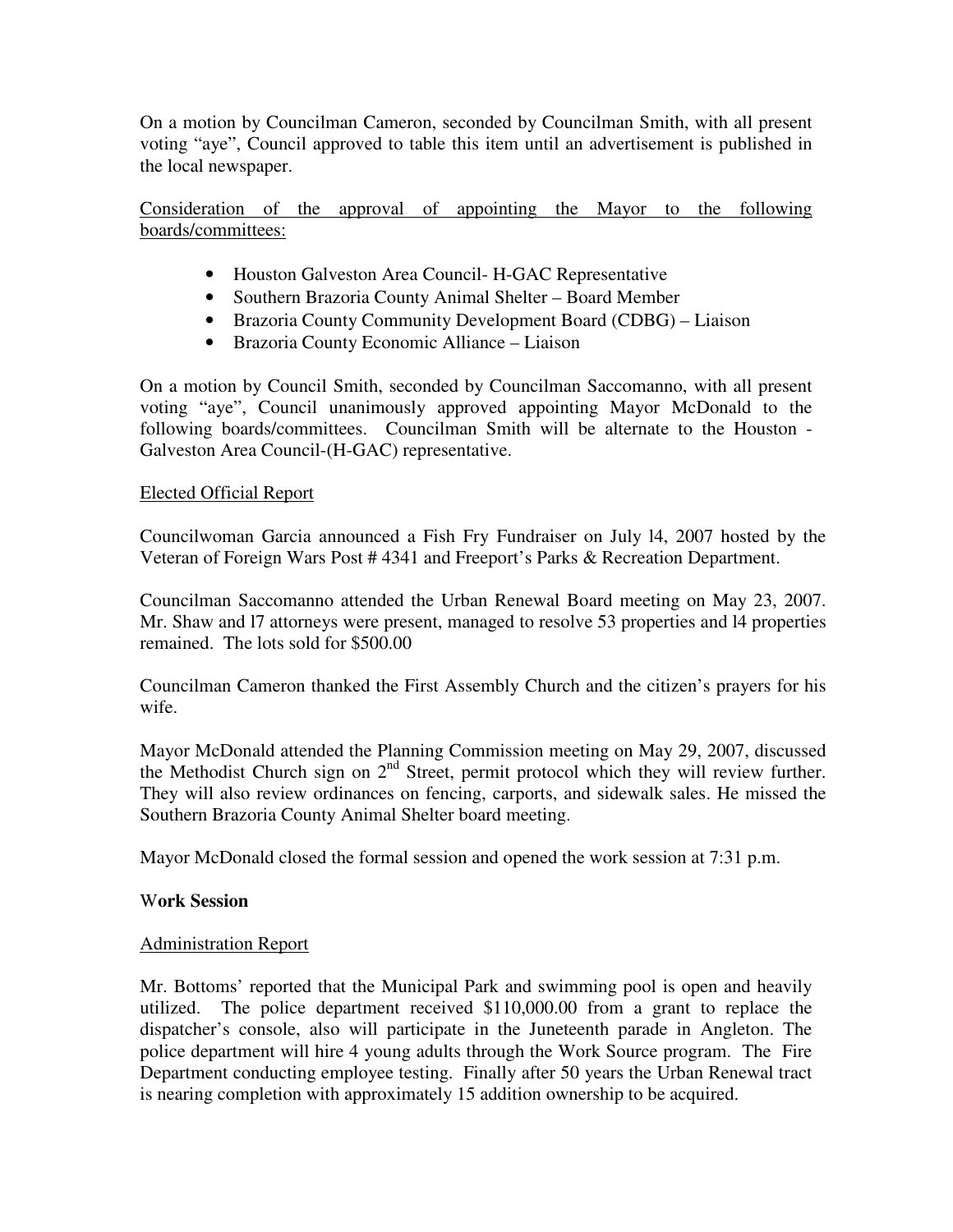On a motion by Councilman Cameron, seconded by Councilman Smith, with all present voting "aye", Council approved to table this item until an advertisement is published in the local newspaper.

Consideration of the approval of appointing the Mayor to the following boards/committees:

- Houston Galveston Area Council- H-GAC Representative
- Southern Brazoria County Animal Shelter – Board Member
- Brazoria County Community Development Board (CDBG) – Liaison
- Brazoria County Economic Alliance – Liaison

On a motion by Council Smith, seconded by Councilman Saccomanno, with all present voting "aye", Council unanimously approved appointing Mayor McDonald to the following boards/committees. Councilman Smith will be alternate to the Houston - Galveston Area Council-(H-GAC) representative.

Elected Official Report

Councilwoman Garcia announced a Fish Fry Fundraiser on July l4, 2007 hosted by the Veteran of Foreign Wars Post # 4341 and Freeport's Parks & Recreation Department.

Councilman Saccomanno attended the Urban Renewal Board meeting on May 23, 2007. Mr. Shaw and l7 attorneys were present, managed to resolve 53 properties and l4 properties remained. The lots sold for $500.00

Councilman Cameron thanked the First Assembly Church and the citizen's prayers for his wife.

Mayor McDonald attended the Planning Commission meeting on May 29, 2007, discussed the Methodist Church sign on 2nd Street, permit protocol which they will review further. They will also review ordinances on fencing, carports, and sidewalk sales. He missed the Southern Brazoria County Animal Shelter board meeting.

Mayor McDonald closed the formal session and opened the work session at 7:31 p.m.

**Work Session**

Administration Report

Mr. Bottoms' reported that the Municipal Park and swimming pool is open and heavily utilized. The police department received $110,000.00 from a grant to replace the dispatcher's console, also will participate in the Juneteenth parade in Angleton. The police department will hire 4 young adults through the Work Source program. The Fire Department conducting employee testing. Finally after 50 years the Urban Renewal tract is nearing completion with approximately 15 addition ownership to be acquired.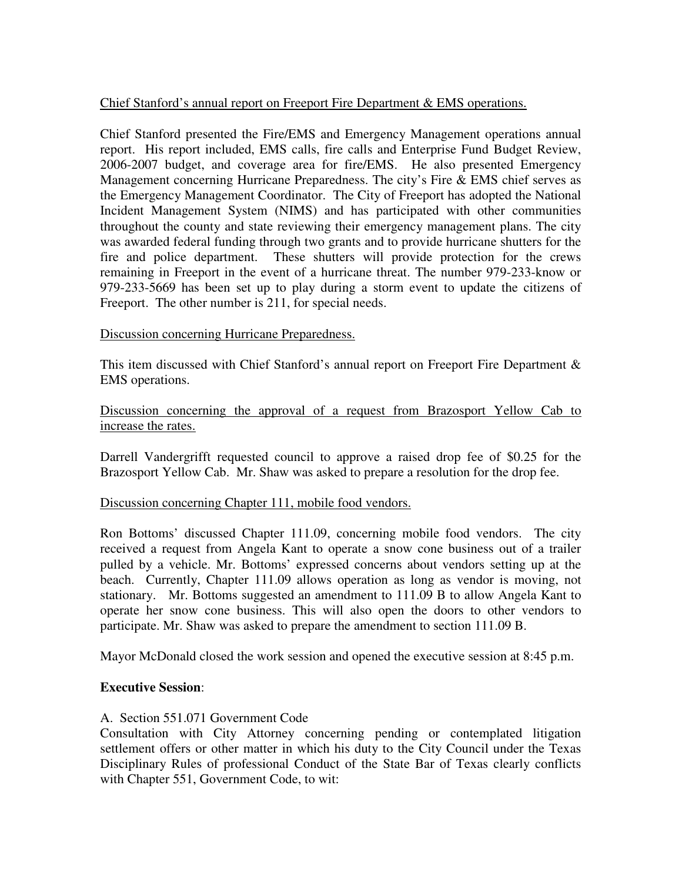Chief Stanford's annual report on Freeport Fire Department & EMS operations.

Chief Stanford presented the Fire/EMS and Emergency Management operations annual report. His report included, EMS calls, fire calls and Enterprise Fund Budget Review, 2006-2007 budget, and coverage area for fire/EMS. He also presented Emergency Management concerning Hurricane Preparedness. The city's Fire & EMS chief serves as the Emergency Management Coordinator. The City of Freeport has adopted the National Incident Management System (NIMS) and has participated with other communities throughout the county and state reviewing their emergency management plans. The city was awarded federal funding through two grants and to provide hurricane shutters for the fire and police department. These shutters will provide protection for the crews remaining in Freeport in the event of a hurricane threat. The number 979-233-know or 979-233-5669 has been set up to play during a storm event to update the citizens of Freeport. The other number is 211, for special needs.

Discussion concerning Hurricane Preparedness.

This item discussed with Chief Stanford's annual report on Freeport Fire Department & EMS operations.

Discussion concerning the approval of a request from Brazosport Yellow Cab to increase the rates.

Darrell Vandergrifft requested council to approve a raised drop fee of $0.25 for the Brazosport Yellow Cab. Mr. Shaw was asked to prepare a resolution for the drop fee.

Discussion concerning Chapter 111, mobile food vendors.

Ron Bottoms' discussed Chapter 111.09, concerning mobile food vendors. The city received a request from Angela Kant to operate a snow cone business out of a trailer pulled by a vehicle. Mr. Bottoms' expressed concerns about vendors setting up at the beach. Currently, Chapter 111.09 allows operation as long as vendor is moving, not stationary. Mr. Bottoms suggested an amendment to 111.09 B to allow Angela Kant to operate her snow cone business. This will also open the doors to other vendors to participate. Mr. Shaw was asked to prepare the amendment to section 111.09 B.

Mayor McDonald closed the work session and opened the executive session at 8:45 p.m.

**Executive Session**:

A. Section 551.071 Government Code
Consultation with City Attorney concerning pending or contemplated litigation settlement offers or other matter in which his duty to the City Council under the Texas Disciplinary Rules of professional Conduct of the State Bar of Texas clearly conflicts with Chapter 551, Government Code, to wit: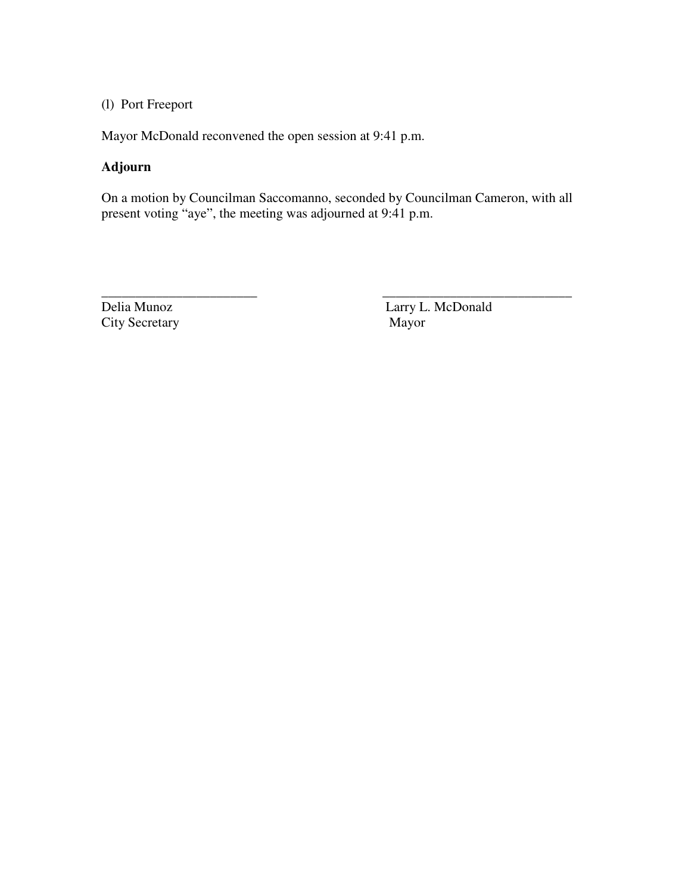(l) Port Freeport

Mayor McDonald reconvened the open session at 9:41 p.m.

**Adjourn**

On a motion by Councilman Saccomanno, seconded by Councilman Cameron, with all present voting "aye", the meeting was adjourned at 9:41 p.m.

| | |
|---|---|
| _______________________ | _____________________________ |
| Delia Munoz | Larry L. McDonald |
| City Secretary | Mayor |